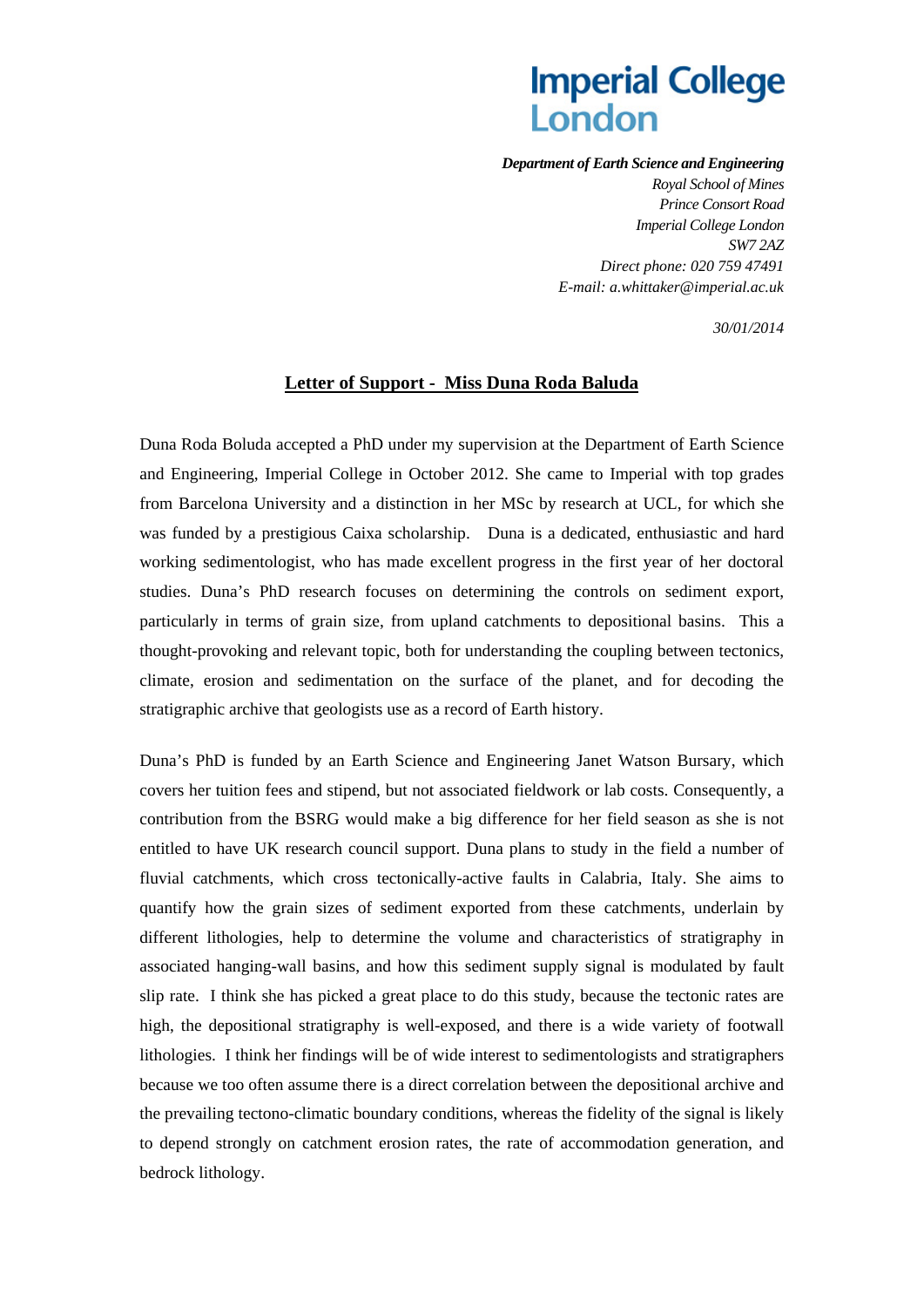Imperial College London

***Department of Earth Science and Engineering***
*Royal School of Mines*
*Prince Consort Road*
*Imperial College London*
*SW7 2AZ*
*Direct phone: 020 759 47491*
*E-mail: a.whittaker@imperial.ac.uk*

*30/01/2014*

## Letter of Support - Miss Duna Roda Baluda

Duna Roda Boluda accepted a PhD under my supervision at the Department of Earth Science and Engineering, Imperial College in October 2012. She came to Imperial with top grades from Barcelona University and a distinction in her MSc by research at UCL, for which she was funded by a prestigious Caixa scholarship. Duna is a dedicated, enthusiastic and hard working sedimentologist, who has made excellent progress in the first year of her doctoral studies. Duna's PhD research focuses on determining the controls on sediment export, particularly in terms of grain size, from upland catchments to depositional basins. This a thought-provoking and relevant topic, both for understanding the coupling between tectonics, climate, erosion and sedimentation on the surface of the planet, and for decoding the stratigraphic archive that geologists use as a record of Earth history.

Duna's PhD is funded by an Earth Science and Engineering Janet Watson Bursary, which covers her tuition fees and stipend, but not associated fieldwork or lab costs. Consequently, a contribution from the BSRG would make a big difference for her field season as she is not entitled to have UK research council support. Duna plans to study in the field a number of fluvial catchments, which cross tectonically-active faults in Calabria, Italy. She aims to quantify how the grain sizes of sediment exported from these catchments, underlain by different lithologies, help to determine the volume and characteristics of stratigraphy in associated hanging-wall basins, and how this sediment supply signal is modulated by fault slip rate. I think she has picked a great place to do this study, because the tectonic rates are high, the depositional stratigraphy is well-exposed, and there is a wide variety of footwall lithologies. I think her findings will be of wide interest to sedimentologists and stratigraphers because we too often assume there is a direct correlation between the depositional archive and the prevailing tectono-climatic boundary conditions, whereas the fidelity of the signal is likely to depend strongly on catchment erosion rates, the rate of accommodation generation, and bedrock lithology.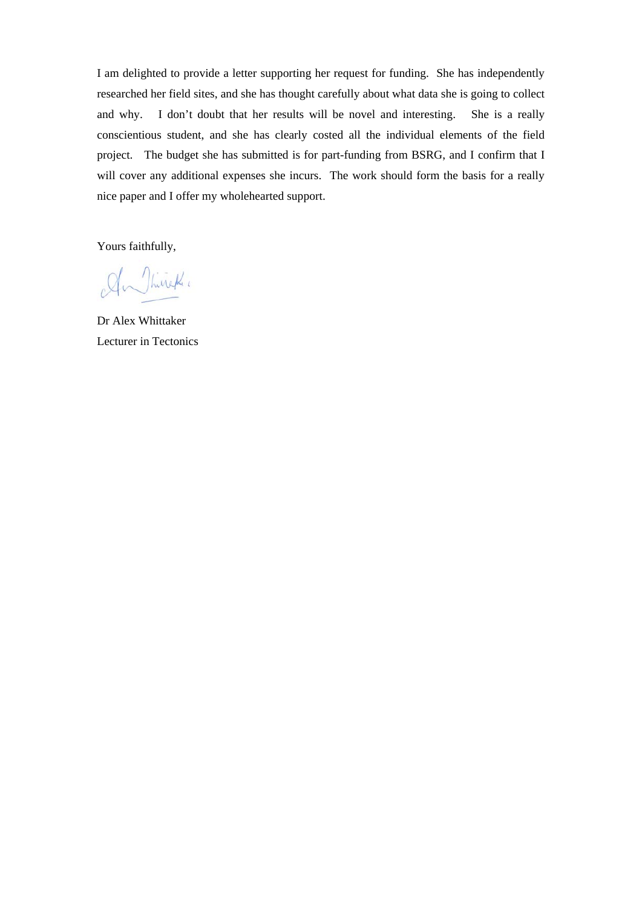I am delighted to provide a letter supporting her request for funding. She has independently researched her field sites, and she has thought carefully about what data she is going to collect and why. I don't doubt that her results will be novel and interesting. She is a really conscientious student, and she has clearly costed all the individual elements of the field project. The budget she has submitted is for part-funding from BSRG, and I confirm that I will cover any additional expenses she incurs. The work should form the basis for a really nice paper and I offer my wholehearted support.

Yours faithfully,

Dr Alex Whittaker
Lecturer in Tectonics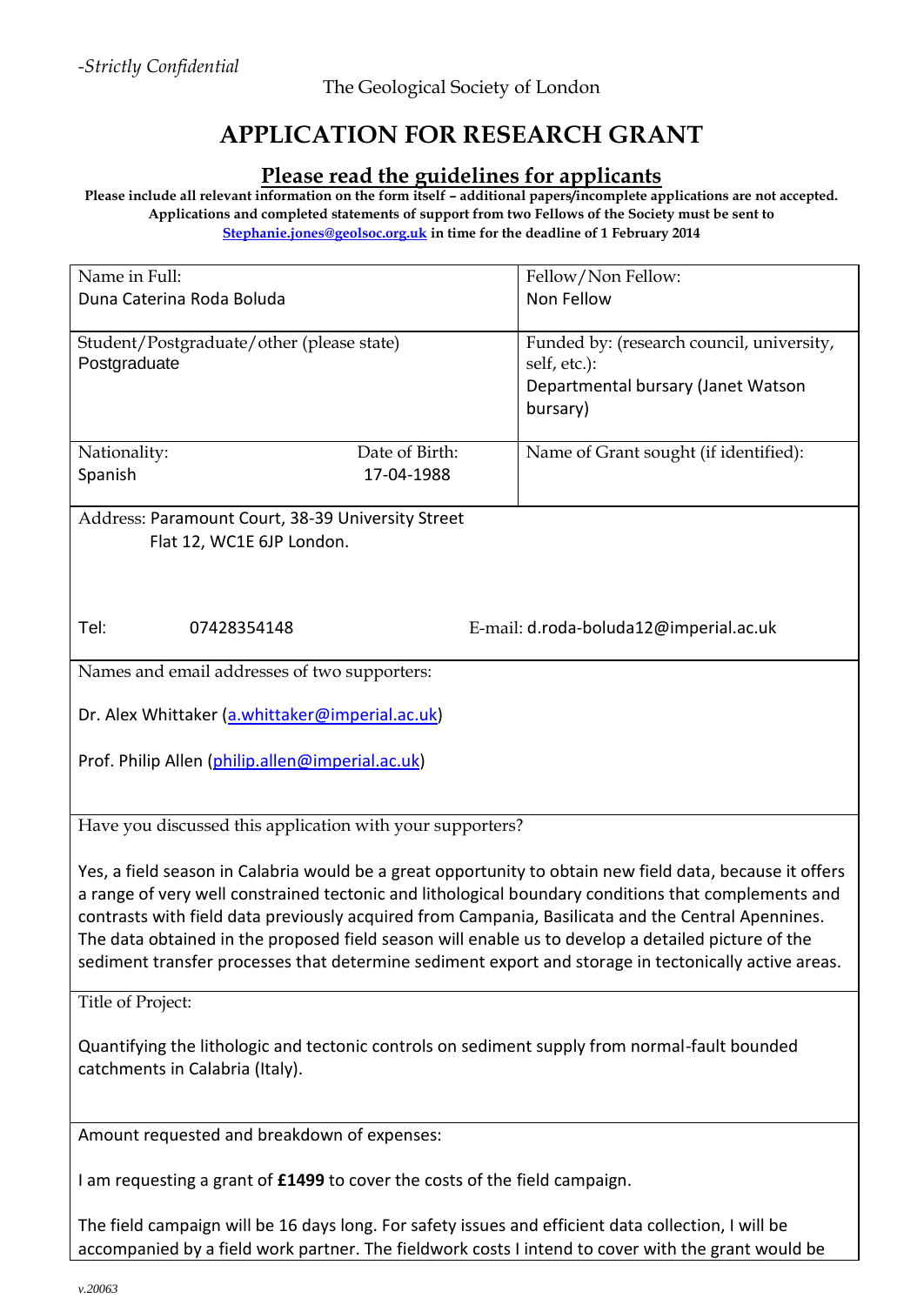*-Strictly Confidential*

The Geological Society of London

# APPLICATION FOR RESEARCH GRANT

## Please read the guidelines for applicants

**Please include all relevant information on the form itself – additional papers/incomplete applications are not accepted. Applications and completed statements of support from two Fellows of the Society must be sent to [Stephanie.jones@geolsoc.org.uk](mailto:Stephanie.jones@geolsoc.org.uk) in time for the deadline of 1 February 2014**

| | | |
|---|---|---|
| Name in Full:<br>Duna Caterina Roda Boluda | | Fellow/Non Fellow:<br>Non Fellow |
| Student/Postgraduate/other (please state)<br>Postgraduate | | Funded by: (research council, university, self, etc.):<br>Departmental bursary (Janet Watson bursary) |
| Nationality:<br>Spanish | Date of Birth:<br>17-04-1988 | Name of Grant sought (if identified): |

Address: Paramount Court, 38-39 University Street
Flat 12, WC1E 6JP London.

Tel: 07428354148  E-mail: d.roda-boluda12@imperial.ac.uk

Names and email addresses of two supporters:

Dr. Alex Whittaker (a.whittaker@imperial.ac.uk)

Prof. Philip Allen (philip.allen@imperial.ac.uk)

Have you discussed this application with your supporters?

Yes, a field season in Calabria would be a great opportunity to obtain new field data, because it offers a range of very well constrained tectonic and lithological boundary conditions that complements and contrasts with field data previously acquired from Campania, Basilicata and the Central Apennines. The data obtained in the proposed field season will enable us to develop a detailed picture of the sediment transfer processes that determine sediment export and storage in tectonically active areas.

Title of Project:

Quantifying the lithologic and tectonic controls on sediment supply from normal-fault bounded catchments in Calabria (Italy).

Amount requested and breakdown of expenses:

I am requesting a grant of **£1499** to cover the costs of the field campaign.

The field campaign will be 16 days long. For safety issues and efficient data collection, I will be accompanied by a field work partner. The fieldwork costs I intend to cover with the grant would be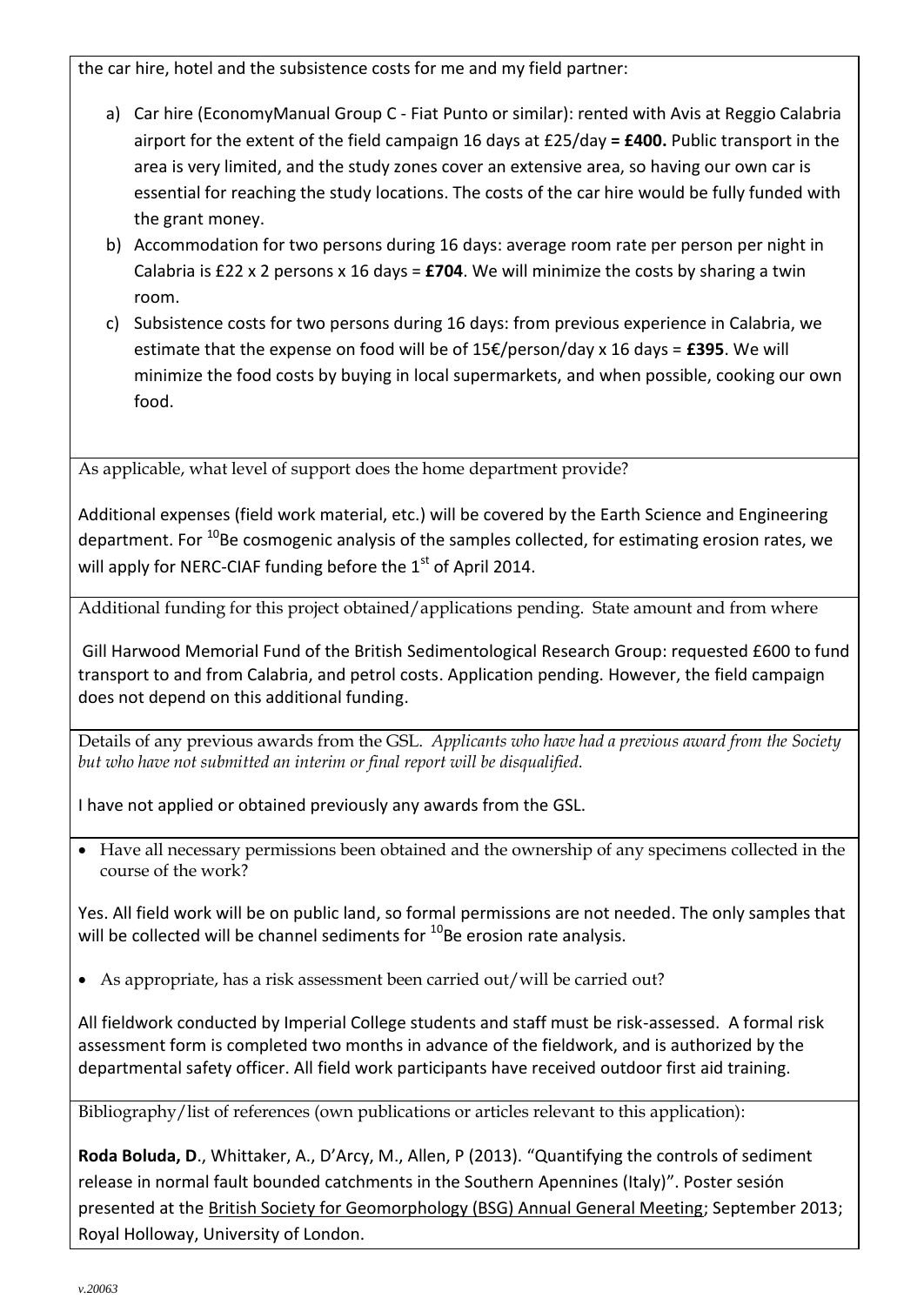the car hire, hotel and the subsistence costs for me and my field partner:

a) Car hire (EconomyManual Group C - Fiat Punto or similar): rented with Avis at Reggio Calabria airport for the extent of the field campaign 16 days at £25/day **= £400.** Public transport in the area is very limited, and the study zones cover an extensive area, so having our own car is essential for reaching the study locations. The costs of the car hire would be fully funded with the grant money.
b) Accommodation for two persons during 16 days: average room rate per person per night in Calabria is £22 x 2 persons x 16 days = **£704**. We will minimize the costs by sharing a twin room.
c) Subsistence costs for two persons during 16 days: from previous experience in Calabria, we estimate that the expense on food will be of 15€/person/day x 16 days = **£395**. We will minimize the food costs by buying in local supermarkets, and when possible, cooking our own food.

As applicable, what level of support does the home department provide?

Additional expenses (field work material, etc.) will be covered by the Earth Science and Engineering department. For $^{10}Be$ cosmogenic analysis of the samples collected, for estimating erosion rates, we will apply for NERC-CIAF funding before the 1$^{st}$ of April 2014.

Additional funding for this project obtained/applications pending. State amount and from where

Gill Harwood Memorial Fund of the British Sedimentological Research Group: requested £600 to fund transport to and from Calabria, and petrol costs. Application pending. However, the field campaign does not depend on this additional funding.

Details of any previous awards from the GSL. *Applicants who have had a previous award from the Society but who have not submitted an interim or final report will be disqualified.*

I have not applied or obtained previously any awards from the GSL.

- Have all necessary permissions been obtained and the ownership of any specimens collected in the course of the work?

Yes. All field work will be on public land, so formal permissions are not needed. The only samples that will be collected will be channel sediments for $^{10}Be$ erosion rate analysis.

- As appropriate, has a risk assessment been carried out/will be carried out?

All fieldwork conducted by Imperial College students and staff must be risk-assessed. A formal risk assessment form is completed two months in advance of the fieldwork, and is authorized by the departmental safety officer. All field work participants have received outdoor first aid training.

Bibliography/list of references (own publications or articles relevant to this application):

**Roda Boluda, D**., Whittaker, A., D'Arcy, M., Allen, P (2013). "Quantifying the controls of sediment release in normal fault bounded catchments in the Southern Apennines (Italy)". Poster sesión presented at the British Society for Geomorphology (BSG) Annual General Meeting; September 2013; Royal Holloway, University of London.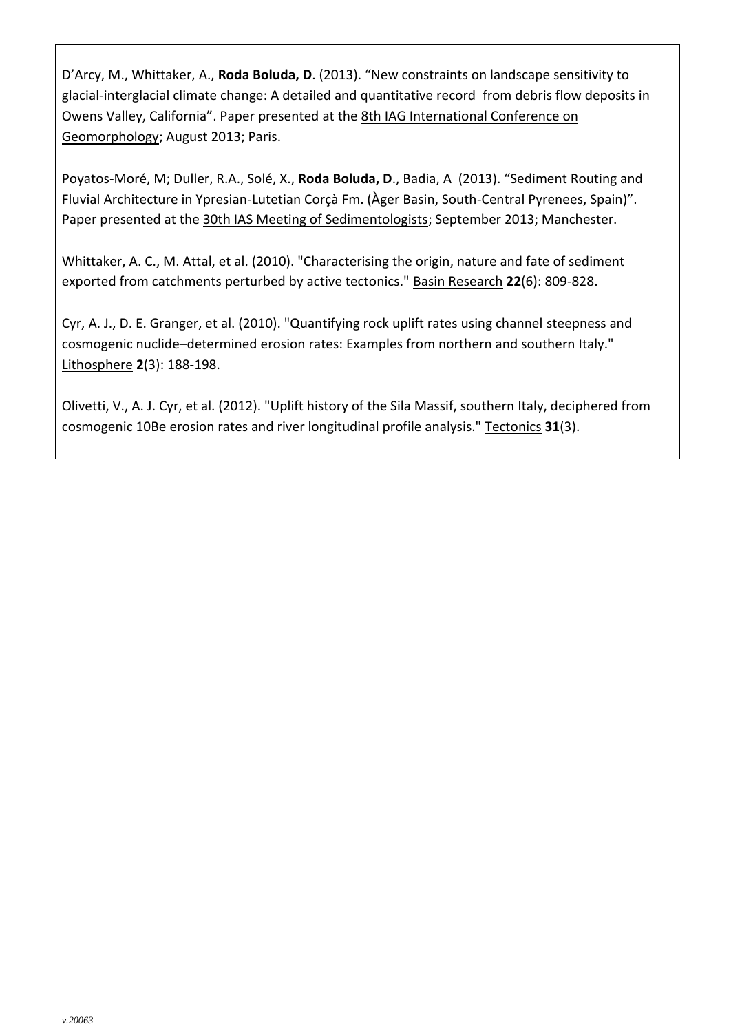D'Arcy, M., Whittaker, A., **Roda Boluda, D**. (2013). "New constraints on landscape sensitivity to glacial-interglacial climate change: A detailed and quantitative record  from debris flow deposits in Owens Valley, California". Paper presented at the 8th IAG International Conference on Geomorphology; August 2013; Paris.

Poyatos-Moré, M; Duller, R.A., Solé, X., **Roda Boluda, D**., Badia, A  (2013). "Sediment Routing and Fluvial Architecture in Ypresian-Lutetian Corçà Fm. (Àger Basin, South-Central Pyrenees, Spain)". Paper presented at the 30th IAS Meeting of Sedimentologists; September 2013; Manchester.

Whittaker, A. C., M. Attal, et al. (2010). "Characterising the origin, nature and fate of sediment exported from catchments perturbed by active tectonics." Basin Research **22**(6): 809-828.

Cyr, A. J., D. E. Granger, et al. (2010). "Quantifying rock uplift rates using channel steepness and cosmogenic nuclide–determined erosion rates: Examples from northern and southern Italy." Lithosphere **2**(3): 188-198.

Olivetti, V., A. J. Cyr, et al. (2012). "Uplift history of the Sila Massif, southern Italy, deciphered from cosmogenic 10Be erosion rates and river longitudinal profile analysis." Tectonics **31**(3).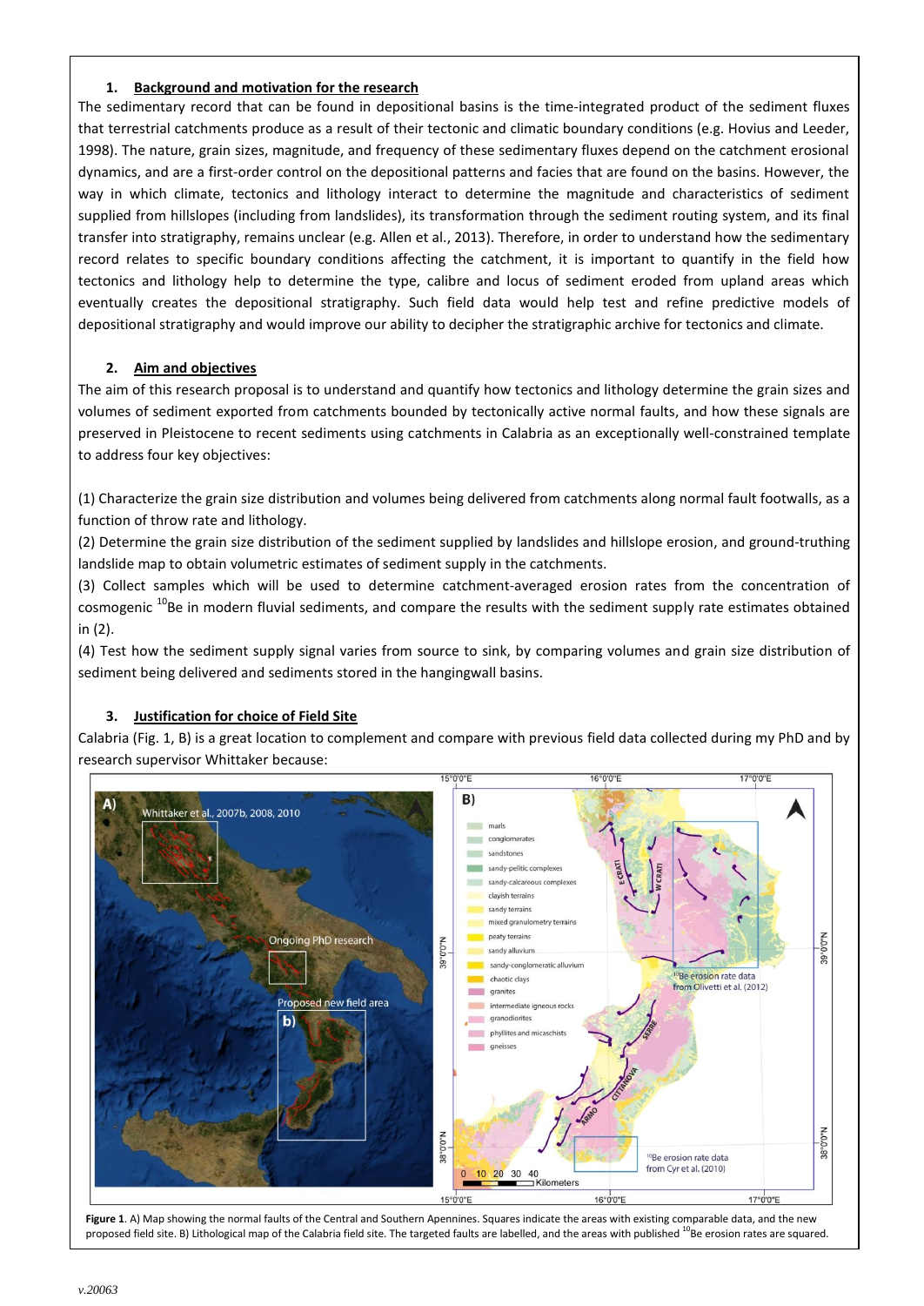## 1. Background and motivation for the research

The sedimentary record that can be found in depositional basins is the time-integrated product of the sediment fluxes that terrestrial catchments produce as a result of their tectonic and climatic boundary conditions (e.g. Hovius and Leeder, 1998). The nature, grain sizes, magnitude, and frequency of these sedimentary fluxes depend on the catchment erosional dynamics, and are a first-order control on the depositional patterns and facies that are found on the basins. However, the way in which climate, tectonics and lithology interact to determine the magnitude and characteristics of sediment supplied from hillslopes (including from landslides), its transformation through the sediment routing system, and its final transfer into stratigraphy, remains unclear (e.g. Allen et al., 2013). Therefore, in order to understand how the sedimentary record relates to specific boundary conditions affecting the catchment, it is important to quantify in the field how tectonics and lithology help to determine the type, calibre and locus of sediment eroded from upland areas which eventually creates the depositional stratigraphy. Such field data would help test and refine predictive models of depositional stratigraphy and would improve our ability to decipher the stratigraphic archive for tectonics and climate.

## 2. Aim and objectives

The aim of this research proposal is to understand and quantify how tectonics and lithology determine the grain sizes and volumes of sediment exported from catchments bounded by tectonically active normal faults, and how these signals are preserved in Pleistocene to recent sediments using catchments in Calabria as an exceptionally well-constrained template to address four key objectives:

(1) Characterize the grain size distribution and volumes being delivered from catchments along normal fault footwalls, as a function of throw rate and lithology.

(2) Determine the grain size distribution of the sediment supplied by landslides and hillslope erosion, and ground-truthing landslide map to obtain volumetric estimates of sediment supply in the catchments.

(3) Collect samples which will be used to determine catchment-averaged erosion rates from the concentration of cosmogenic $^{10}$Be in modern fluvial sediments, and compare the results with the sediment supply rate estimates obtained in (2).

(4) Test how the sediment supply signal varies from source to sink, by comparing volumes and grain size distribution of sediment being delivered and sediments stored in the hangingwall basins.

## 3. Justification for choice of Field Site

Calabria (Fig. 1, B) is a great location to complement and compare with previous field data collected during my PhD and by research supervisor Whittaker because:

**Figure 1**. A) Map showing the normal faults of the Central and Southern Apennines. Squares indicate the areas with existing comparable data, and the new proposed field site. B) Lithological map of the Calabria field site. The targeted faults are labelled, and the areas with published $^{10}$Be erosion rates are squared.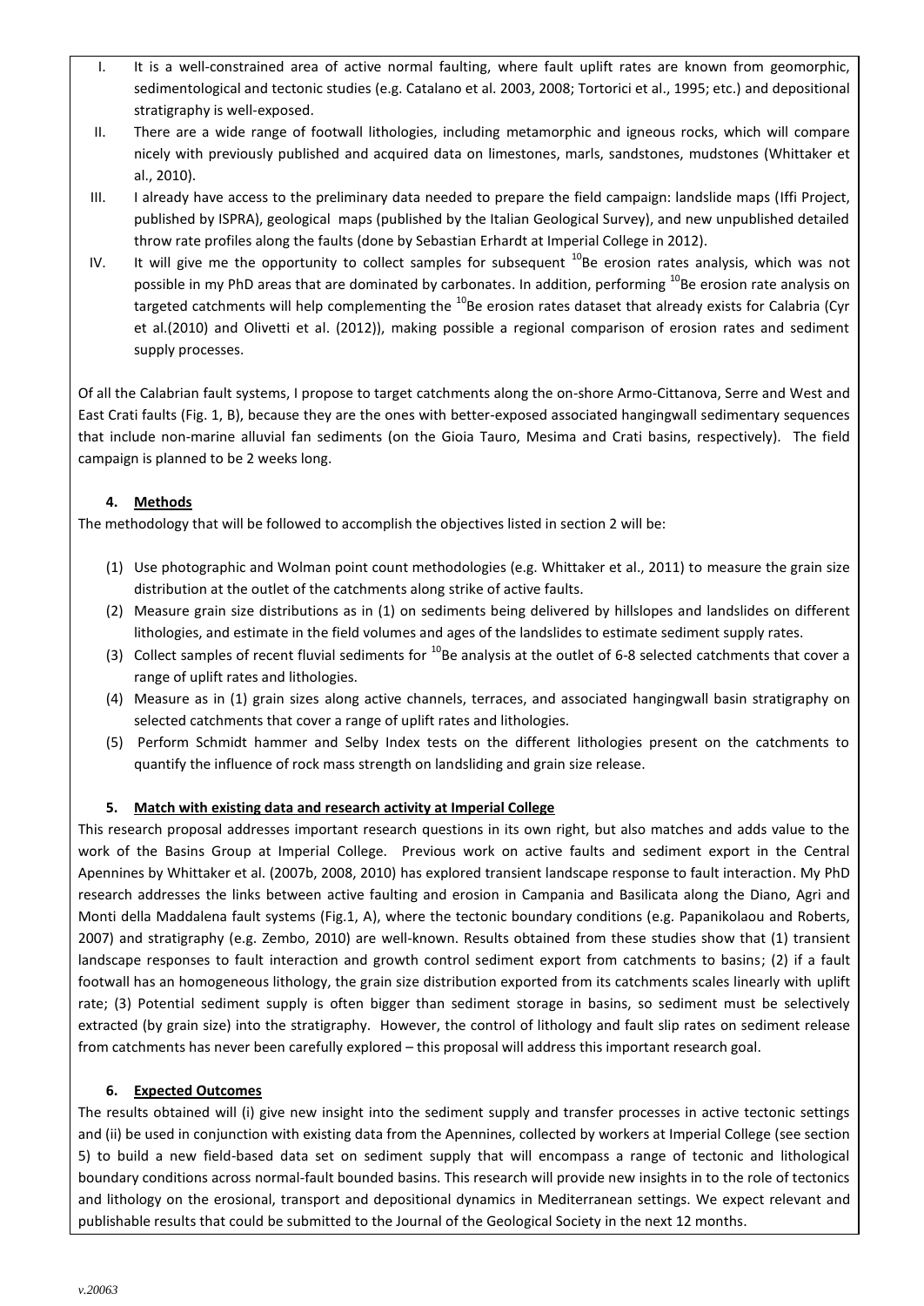I. It is a well-constrained area of active normal faulting, where fault uplift rates are known from geomorphic, sedimentological and tectonic studies (e.g. Catalano et al. 2003, 2008; Tortorici et al., 1995; etc.) and depositional stratigraphy is well-exposed.

II. There are a wide range of footwall lithologies, including metamorphic and igneous rocks, which will compare nicely with previously published and acquired data on limestones, marls, sandstones, mudstones (Whittaker et al., 2010).

III. I already have access to the preliminary data needed to prepare the field campaign: landslide maps (Iffi Project, published by ISPRA), geological maps (published by the Italian Geological Survey), and new unpublished detailed throw rate profiles along the faults (done by Sebastian Erhardt at Imperial College in 2012).

IV. It will give me the opportunity to collect samples for subsequent $^{10}$Be erosion rates analysis, which was not possible in my PhD areas that are dominated by carbonates. In addition, performing $^{10}$Be erosion rate analysis on targeted catchments will help complementing the $^{10}$Be erosion rates dataset that already exists for Calabria (Cyr et al.(2010) and Olivetti et al. (2012)), making possible a regional comparison of erosion rates and sediment supply processes.

Of all the Calabrian fault systems, I propose to target catchments along the on-shore Armo-Cittanova, Serre and West and East Crati faults (Fig. 1, B), because they are the ones with better-exposed associated hangingwall sedimentary sequences that include non-marine alluvial fan sediments (on the Gioia Tauro, Mesima and Crati basins, respectively). The field campaign is planned to be 2 weeks long.

## 4. Methods

The methodology that will be followed to accomplish the objectives listed in section 2 will be:

(1) Use photographic and Wolman point count methodologies (e.g. Whittaker et al., 2011) to measure the grain size distribution at the outlet of the catchments along strike of active faults.

(2) Measure grain size distributions as in (1) on sediments being delivered by hillslopes and landslides on different lithologies, and estimate in the field volumes and ages of the landslides to estimate sediment supply rates.

(3) Collect samples of recent fluvial sediments for $^{10}$Be analysis at the outlet of 6-8 selected catchments that cover a range of uplift rates and lithologies.

(4) Measure as in (1) grain sizes along active channels, terraces, and associated hangingwall basin stratigraphy on selected catchments that cover a range of uplift rates and lithologies.

(5) Perform Schmidt hammer and Selby Index tests on the different lithologies present on the catchments to quantify the influence of rock mass strength on landsliding and grain size release.

## 5. Match with existing data and research activity at Imperial College

This research proposal addresses important research questions in its own right, but also matches and adds value to the work of the Basins Group at Imperial College. Previous work on active faults and sediment export in the Central Apennines by Whittaker et al. (2007b, 2008, 2010) has explored transient landscape response to fault interaction. My PhD research addresses the links between active faulting and erosion in Campania and Basilicata along the Diano, Agri and Monti della Maddalena fault systems (Fig.1, A), where the tectonic boundary conditions (e.g. Papanikolaou and Roberts, 2007) and stratigraphy (e.g. Zembo, 2010) are well-known. Results obtained from these studies show that (1) transient landscape responses to fault interaction and growth control sediment export from catchments to basins; (2) if a fault footwall has an homogeneous lithology, the grain size distribution exported from its catchments scales linearly with uplift rate; (3) Potential sediment supply is often bigger than sediment storage in basins, so sediment must be selectively extracted (by grain size) into the stratigraphy. However, the control of lithology and fault slip rates on sediment release from catchments has never been carefully explored – this proposal will address this important research goal.

## 6. Expected Outcomes

The results obtained will (i) give new insight into the sediment supply and transfer processes in active tectonic settings and (ii) be used in conjunction with existing data from the Apennines, collected by workers at Imperial College (see section 5) to build a new field-based data set on sediment supply that will encompass a range of tectonic and lithological boundary conditions across normal-fault bounded basins. This research will provide new insights in to the role of tectonics and lithology on the erosional, transport and depositional dynamics in Mediterranean settings. We expect relevant and publishable results that could be submitted to the Journal of the Geological Society in the next 12 months.

*v.20063*